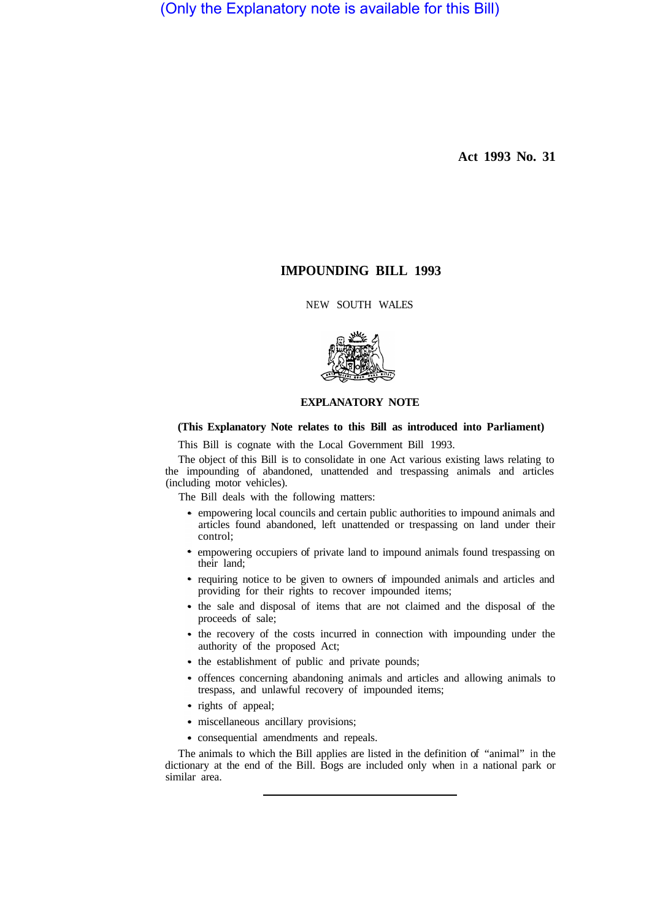(Only the Explanatory note is available for this Bill)

Act 1993 No. 31

# IMPOUNDING BILL 1993

NEW SOUTH WALES

## EXPLANATORY NOTE

**(This Explanatory Note relates to this Bill as introduced into Parliament)**

This Bill is cognate with the Local Government Bill 1993.

The object of this Bill is to consolidate in one Act various existing laws relating to the impounding of abandoned, unattended and trespassing animals and articles (including motor vehicles).

The Bill deals with the following matters:

- empowering local councils and certain public authorities to impound animals and articles found abandoned, left unattended or trespassing on land under their control;
- empowering occupiers of private land to impound animals found trespassing on their land;
- requiring notice to be given to owners of impounded animals and articles and providing for their rights to recover impounded items;
- the sale and disposal of items that are not claimed and the disposal of the proceeds of sale;
- the recovery of the costs incurred in connection with impounding under the authority of the proposed Act;
- the establishment of public and private pounds;
- offences concerning abandoning animals and articles and allowing animals to trespass, and unlawful recovery of impounded items;
- rights of appeal;
- miscellaneous ancillary provisions;
- consequential amendments and repeals.

The animals to which the Bill applies are listed in the definition of "animal" in the dictionary at the end of the Bill. Bogs are included only when in a national park or similar area.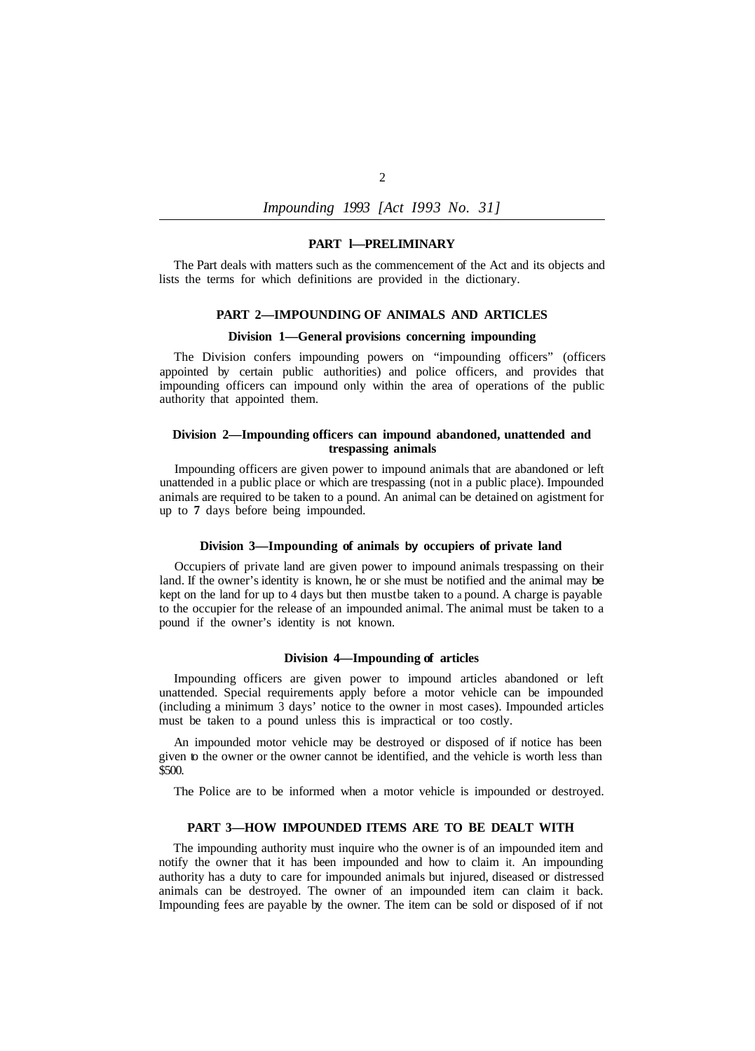## PART 1—PRELIMINARY

The Part deals with matters such as the commencement of the Act and its objects and lists the terms for which definitions are provided in the dictionary.

## PART 2—IMPOUNDING OF ANIMALS AND ARTICLES

### Division 1—General provisions concerning impounding

The Division confers impounding powers on "impounding officers" (officers appointed by certain public authorities) and police officers, and provides that impounding officers can impound only within the area of operations of the public authority that appointed them.

### Division 2—Impounding officers can impound abandoned, unattended and trespassing animals

Impounding officers are given power to impound animals that are abandoned or left unattended in a public place or which are trespassing (not in a public place). Impounded animals are required to be taken to a pound. An animal can be detained on agistment for up to **7** days before being impounded.

### Division 3—Impounding of animals by occupiers of private land

Occupiers of private land are given power to impound animals trespassing on their land. If the owner's identity is known, he or she must be notified and the animal may be kept on the land for up to 4 days but then must be taken to a pound. A charge is payable to the occupier for the release of an impounded animal. The animal must be taken to a pound if the owner's identity is not known.

### Division 4—Impounding of articles

Impounding officers are given power to impound articles abandoned or left unattended. Special requirements apply before a motor vehicle can be impounded (including a minimum 3 days' notice to the owner in most cases). Impounded articles must be taken to a pound unless this is impractical or too costly.

An impounded motor vehicle may be destroyed or disposed of if notice has been given to the owner or the owner cannot be identified, and the vehicle is worth less than $500.

The Police are to be informed when a motor vehicle is impounded or destroyed.

## PART 3—HOW IMPOUNDED ITEMS ARE TO BE DEALT WITH

The impounding authority must inquire who the owner is of an impounded item and notify the owner that it has been impounded and how to claim it. An impounding authority has a duty to care for impounded animals but injured, diseased or distressed animals can be destroyed. The owner of an impounded item can claim it back. Impounding fees are payable by the owner. The item can be sold or disposed of if not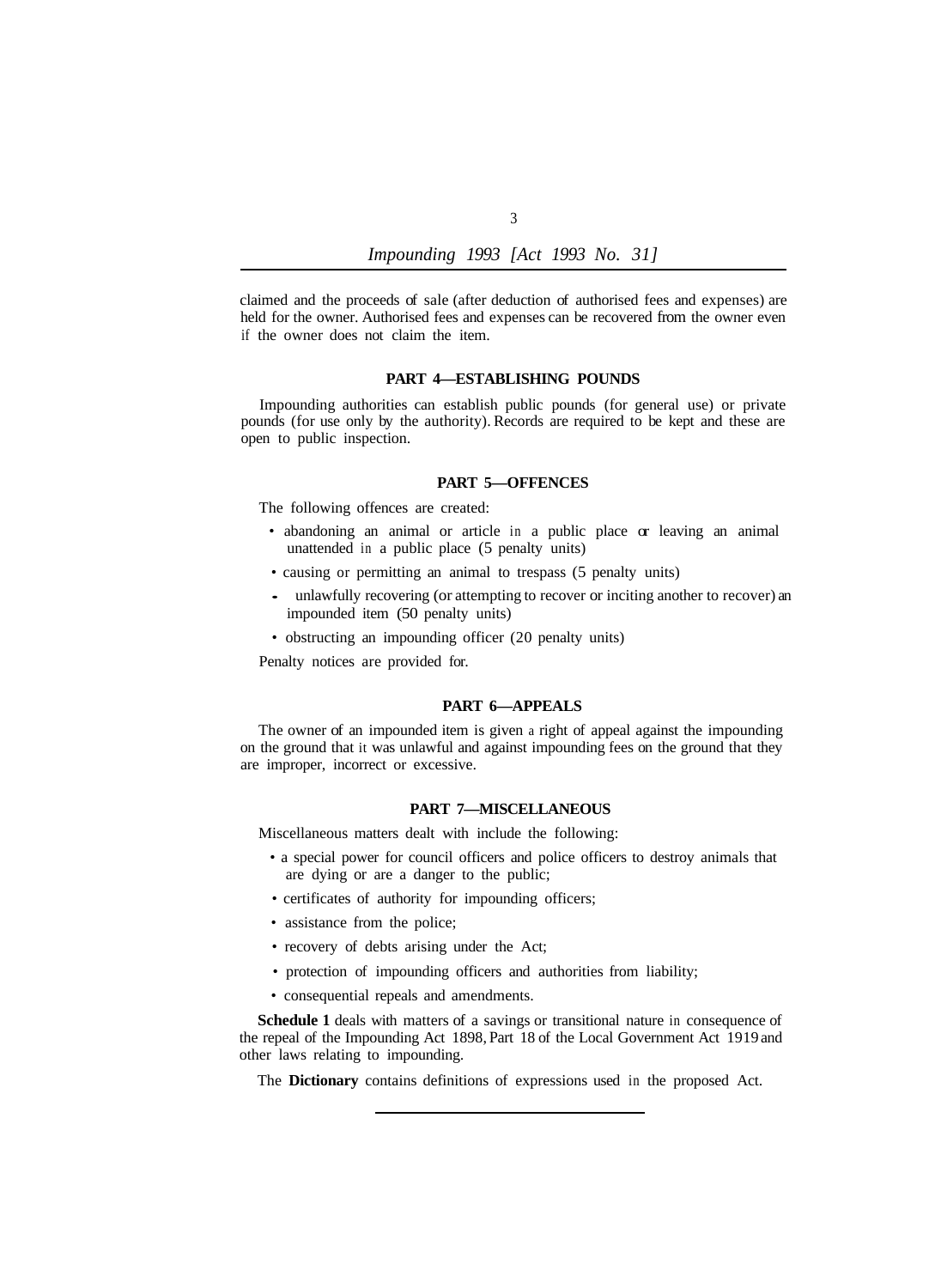claimed and the proceeds of sale (after deduction of authorised fees and expenses) are held for the owner. Authorised fees and expenses can be recovered from the owner even if the owner does not claim the item.

### PART 4—ESTABLISHING POUNDS

Impounding authorities can establish public pounds (for general use) or private pounds (for use only by the authority). Records are required to be kept and these are open to public inspection.

### PART 5—OFFENCES

The following offences are created:

- abandoning an animal or article in a public place or leaving an animal unattended in a public place (5 penalty units)
- causing or permitting an animal to trespass (5 penalty units)
- unlawfully recovering (or attempting to recover or inciting another to recover) an impounded item (50 penalty units)
- obstructing an impounding officer (20 penalty units)

Penalty notices are provided for.

### PART 6—APPEALS

The owner of an impounded item is given a right of appeal against the impounding on the ground that it was unlawful and against impounding fees on the ground that they are improper, incorrect or excessive.

### PART 7—MISCELLANEOUS

Miscellaneous matters dealt with include the following:

- a special power for council officers and police officers to destroy animals that are dying or are a danger to the public;
- certificates of authority for impounding officers;
- assistance from the police;
- recovery of debts arising under the Act;
- protection of impounding officers and authorities from liability;
- consequential repeals and amendments.

**Schedule 1** deals with matters of a savings or transitional nature in consequence of the repeal of the Impounding Act 1898, Part 18 of the Local Government Act 1919 and other laws relating to impounding.

The **Dictionary** contains definitions of expressions used in the proposed Act.